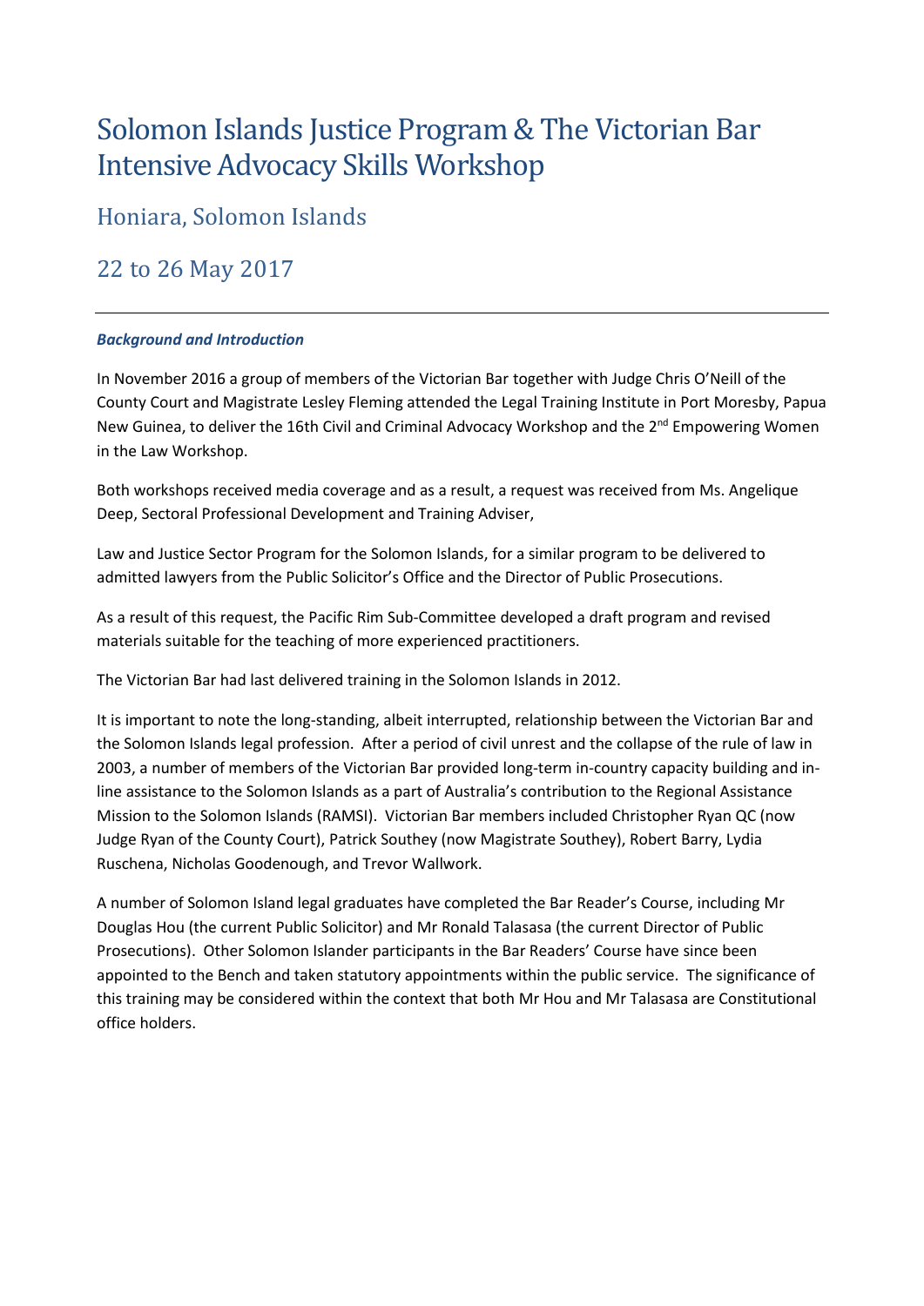# Solomon Islands Justice Program & The Victorian Bar Intensive Advocacy Skills Workshop

## Honiara, Solomon Islands

## 22 to 26 May 2017

---

***Background and Introduction***

In November 2016 a group of members of the Victorian Bar together with Judge Chris O'Neill of the County Court and Magistrate Lesley Fleming attended the Legal Training Institute in Port Moresby, Papua New Guinea, to deliver the 16th Civil and Criminal Advocacy Workshop and the 2nd Empowering Women in the Law Workshop.

Both workshops received media coverage and as a result, a request was received from Ms. Angelique Deep, Sectoral Professional Development and Training Adviser,

Law and Justice Sector Program for the Solomon Islands, for a similar program to be delivered to admitted lawyers from the Public Solicitor's Office and the Director of Public Prosecutions.

As a result of this request, the Pacific Rim Sub-Committee developed a draft program and revised materials suitable for the teaching of more experienced practitioners.

The Victorian Bar had last delivered training in the Solomon Islands in 2012.

It is important to note the long-standing, albeit interrupted, relationship between the Victorian Bar and the Solomon Islands legal profession. After a period of civil unrest and the collapse of the rule of law in 2003, a number of members of the Victorian Bar provided long-term in-country capacity building and in-line assistance to the Solomon Islands as a part of Australia's contribution to the Regional Assistance Mission to the Solomon Islands (RAMSI). Victorian Bar members included Christopher Ryan QC (now Judge Ryan of the County Court), Patrick Southey (now Magistrate Southey), Robert Barry, Lydia Ruschena, Nicholas Goodenough, and Trevor Wallwork.

A number of Solomon Island legal graduates have completed the Bar Reader's Course, including Mr Douglas Hou (the current Public Solicitor) and Mr Ronald Talasasa (the current Director of Public Prosecutions). Other Solomon Islander participants in the Bar Readers' Course have since been appointed to the Bench and taken statutory appointments within the public service. The significance of this training may be considered within the context that both Mr Hou and Mr Talasasa are Constitutional office holders.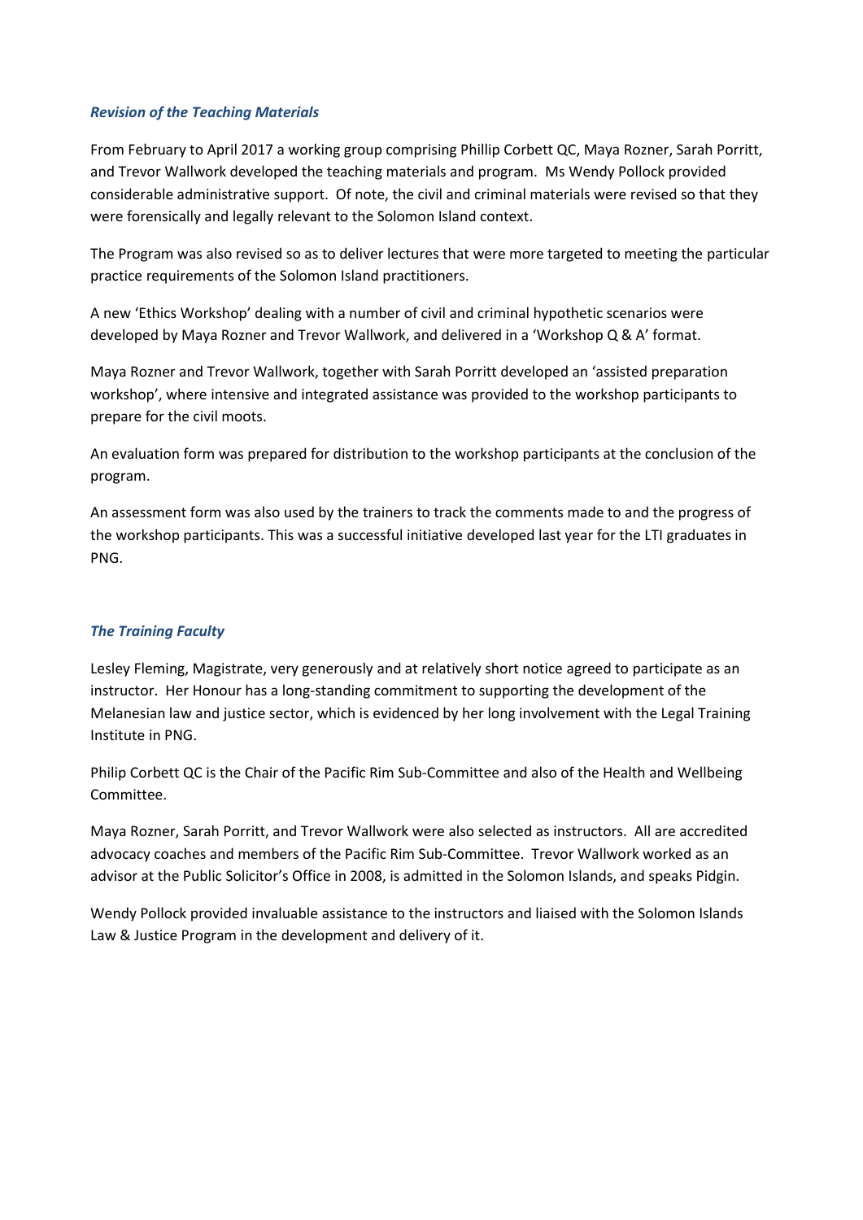### *Revision of the Teaching Materials*

From February to April 2017 a working group comprising Phillip Corbett QC, Maya Rozner, Sarah Porritt, and Trevor Wallwork developed the teaching materials and program. Ms Wendy Pollock provided considerable administrative support. Of note, the civil and criminal materials were revised so that they were forensically and legally relevant to the Solomon Island context.

The Program was also revised so as to deliver lectures that were more targeted to meeting the particular practice requirements of the Solomon Island practitioners.

A new 'Ethics Workshop' dealing with a number of civil and criminal hypothetic scenarios were developed by Maya Rozner and Trevor Wallwork, and delivered in a 'Workshop Q & A' format.

Maya Rozner and Trevor Wallwork, together with Sarah Porritt developed an 'assisted preparation workshop', where intensive and integrated assistance was provided to the workshop participants to prepare for the civil moots.

An evaluation form was prepared for distribution to the workshop participants at the conclusion of the program.

An assessment form was also used by the trainers to track the comments made to and the progress of the workshop participants. This was a successful initiative developed last year for the LTI graduates in PNG.

### *The Training Faculty*

Lesley Fleming, Magistrate, very generously and at relatively short notice agreed to participate as an instructor. Her Honour has a long-standing commitment to supporting the development of the Melanesian law and justice sector, which is evidenced by her long involvement with the Legal Training Institute in PNG.

Philip Corbett QC is the Chair of the Pacific Rim Sub-Committee and also of the Health and Wellbeing Committee.

Maya Rozner, Sarah Porritt, and Trevor Wallwork were also selected as instructors. All are accredited advocacy coaches and members of the Pacific Rim Sub-Committee. Trevor Wallwork worked as an advisor at the Public Solicitor's Office in 2008, is admitted in the Solomon Islands, and speaks Pidgin.

Wendy Pollock provided invaluable assistance to the instructors and liaised with the Solomon Islands Law & Justice Program in the development and delivery of it.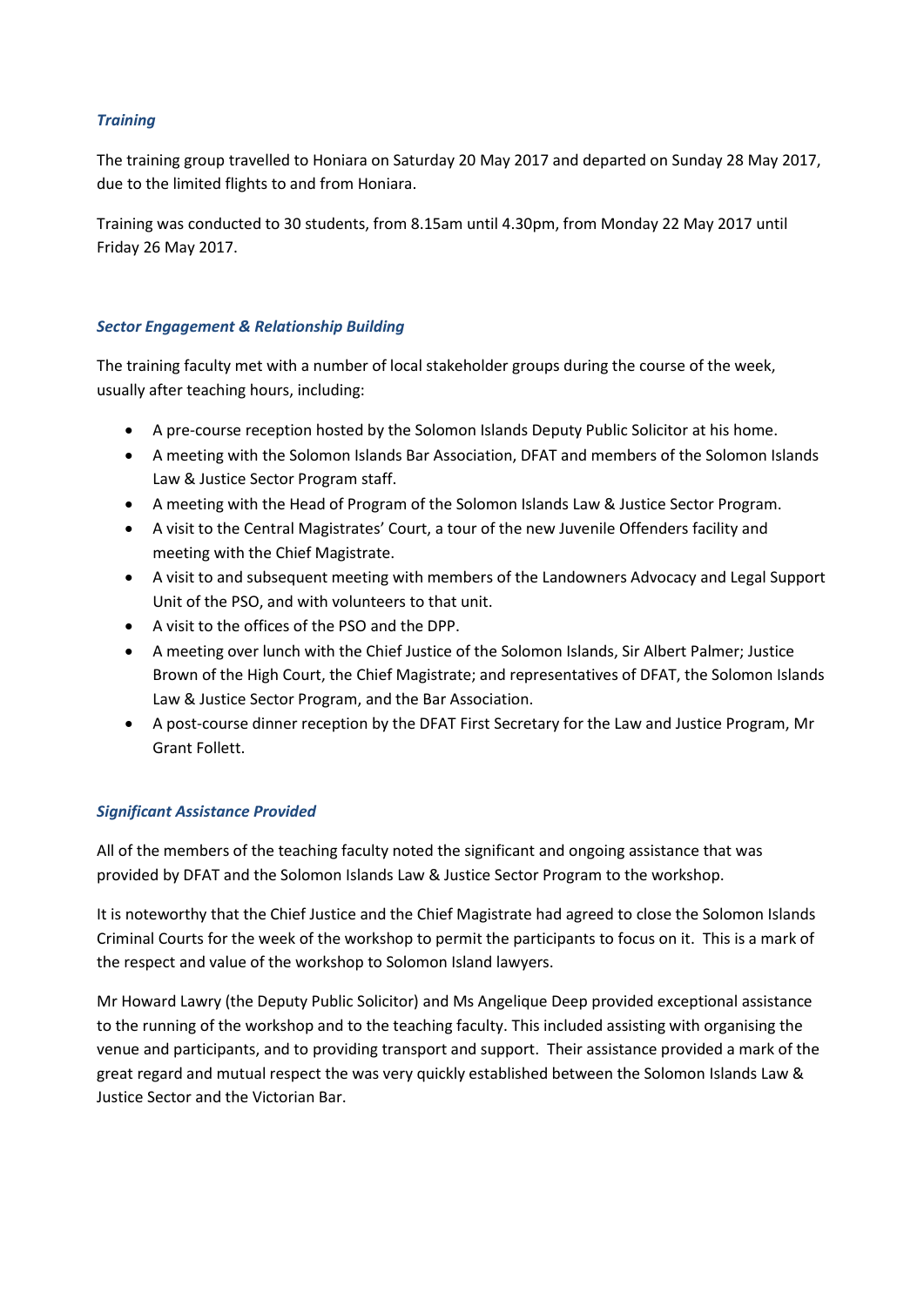### *Training*

The training group travelled to Honiara on Saturday 20 May 2017 and departed on Sunday 28 May 2017, due to the limited flights to and from Honiara.

Training was conducted to 30 students, from 8.15am until 4.30pm, from Monday 22 May 2017 until Friday 26 May 2017.

### *Sector Engagement & Relationship Building*

The training faculty met with a number of local stakeholder groups during the course of the week, usually after teaching hours, including:

- A pre-course reception hosted by the Solomon Islands Deputy Public Solicitor at his home.
- A meeting with the Solomon Islands Bar Association, DFAT and members of the Solomon Islands Law & Justice Sector Program staff.
- A meeting with the Head of Program of the Solomon Islands Law & Justice Sector Program.
- A visit to the Central Magistrates' Court, a tour of the new Juvenile Offenders facility and meeting with the Chief Magistrate.
- A visit to and subsequent meeting with members of the Landowners Advocacy and Legal Support Unit of the PSO, and with volunteers to that unit.
- A visit to the offices of the PSO and the DPP.
- A meeting over lunch with the Chief Justice of the Solomon Islands, Sir Albert Palmer; Justice Brown of the High Court, the Chief Magistrate; and representatives of DFAT, the Solomon Islands Law & Justice Sector Program, and the Bar Association.
- A post-course dinner reception by the DFAT First Secretary for the Law and Justice Program, Mr Grant Follett.

### *Significant Assistance Provided*

All of the members of the teaching faculty noted the significant and ongoing assistance that was provided by DFAT and the Solomon Islands Law & Justice Sector Program to the workshop.

It is noteworthy that the Chief Justice and the Chief Magistrate had agreed to close the Solomon Islands Criminal Courts for the week of the workshop to permit the participants to focus on it. This is a mark of the respect and value of the workshop to Solomon Island lawyers.

Mr Howard Lawry (the Deputy Public Solicitor) and Ms Angelique Deep provided exceptional assistance to the running of the workshop and to the teaching faculty. This included assisting with organising the venue and participants, and to providing transport and support. Their assistance provided a mark of the great regard and mutual respect the was very quickly established between the Solomon Islands Law & Justice Sector and the Victorian Bar.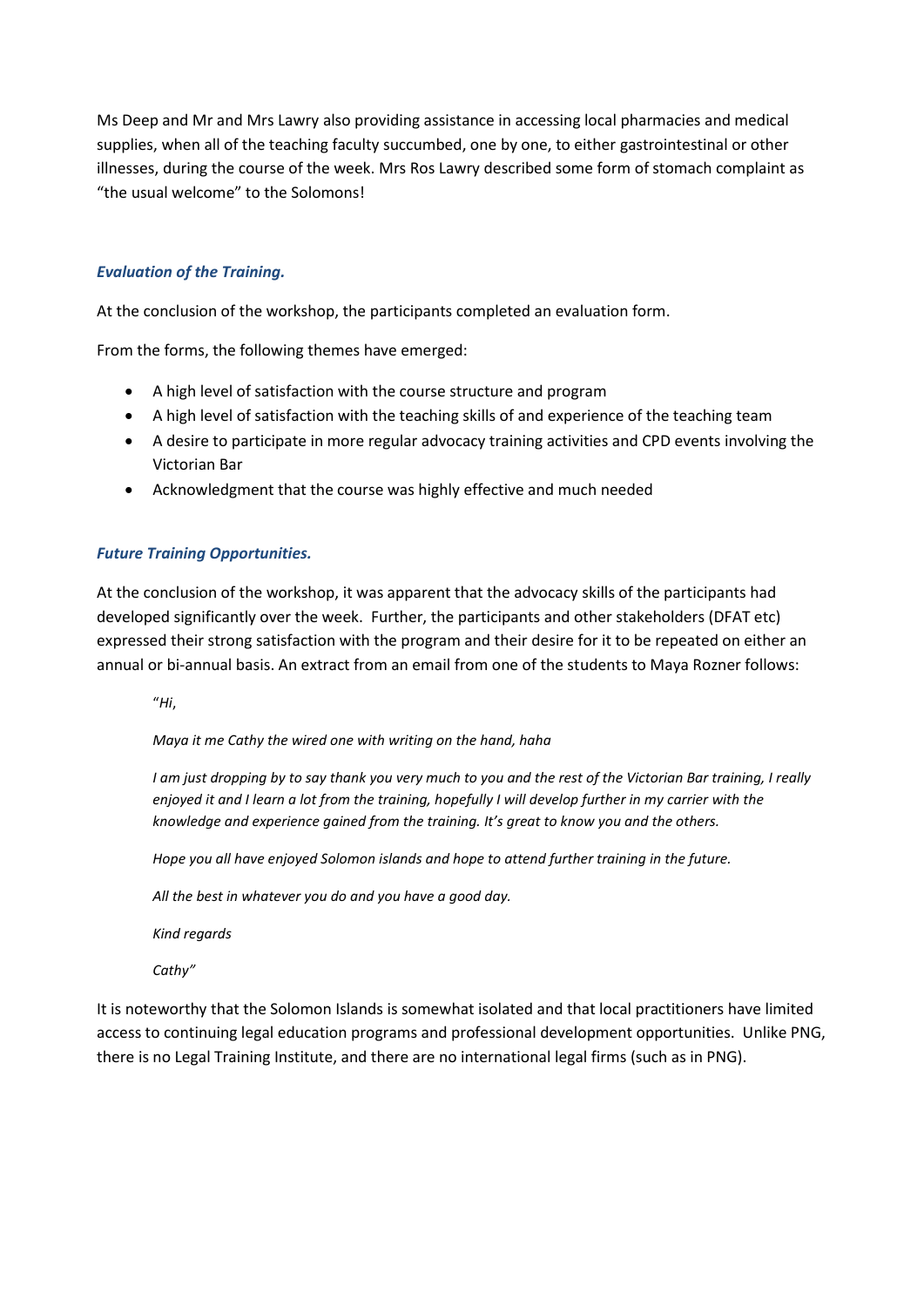Ms Deep and Mr and Mrs Lawry also providing assistance in accessing local pharmacies and medical supplies, when all of the teaching faculty succumbed, one by one, to either gastrointestinal or other illnesses, during the course of the week. Mrs Ros Lawry described some form of stomach complaint as "the usual welcome" to the Solomons!

### *Evaluation of the Training.*

At the conclusion of the workshop, the participants completed an evaluation form.

From the forms, the following themes have emerged:

- A high level of satisfaction with the course structure and program
- A high level of satisfaction with the teaching skills of and experience of the teaching team
- A desire to participate in more regular advocacy training activities and CPD events involving the Victorian Bar
- Acknowledgment that the course was highly effective and much needed

### *Future Training Opportunities.*

At the conclusion of the workshop, it was apparent that the advocacy skills of the participants had developed significantly over the week. Further, the participants and other stakeholders (DFAT etc) expressed their strong satisfaction with the program and their desire for it to be repeated on either an annual or bi-annual basis. An extract from an email from one of the students to Maya Rozner follows:

> *"Hi,*
>
> *Maya it me Cathy the wired one with writing on the hand, haha*
>
> *I am just dropping by to say thank you very much to you and the rest of the Victorian Bar training, I really enjoyed it and I learn a lot from the training, hopefully I will develop further in my carrier with the knowledge and experience gained from the training. It's great to know you and the others.*
>
> *Hope you all have enjoyed Solomon islands and hope to attend further training in the future.*
>
> *All the best in whatever you do and you have a good day.*
>
> *Kind regards*
>
> *Cathy"*

It is noteworthy that the Solomon Islands is somewhat isolated and that local practitioners have limited access to continuing legal education programs and professional development opportunities. Unlike PNG, there is no Legal Training Institute, and there are no international legal firms (such as in PNG).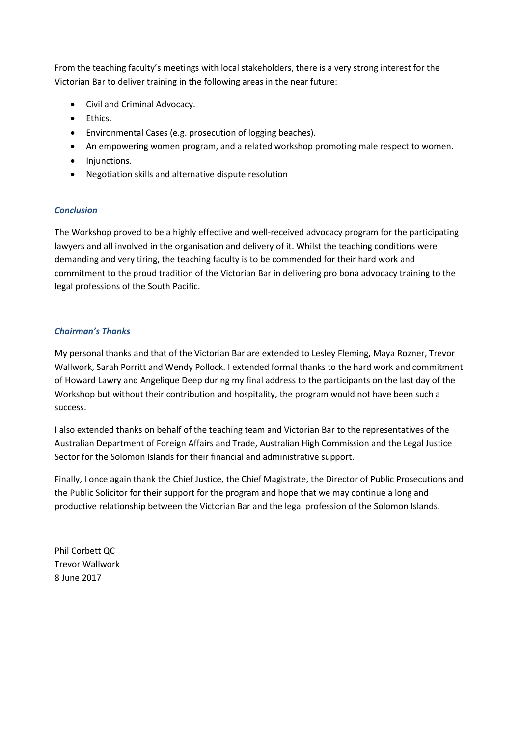From the teaching faculty's meetings with local stakeholders, there is a very strong interest for the Victorian Bar to deliver training in the following areas in the near future:

- Civil and Criminal Advocacy.
- Ethics.
- Environmental Cases (e.g. prosecution of logging beaches).
- An empowering women program, and a related workshop promoting male respect to women.
- Injunctions.
- Negotiation skills and alternative dispute resolution

### *Conclusion*

The Workshop proved to be a highly effective and well-received advocacy program for the participating lawyers and all involved in the organisation and delivery of it. Whilst the teaching conditions were demanding and very tiring, the teaching faculty is to be commended for their hard work and commitment to the proud tradition of the Victorian Bar in delivering pro bona advocacy training to the legal professions of the South Pacific.

### *Chairman's Thanks*

My personal thanks and that of the Victorian Bar are extended to Lesley Fleming, Maya Rozner, Trevor Wallwork, Sarah Porritt and Wendy Pollock. I extended formal thanks to the hard work and commitment of Howard Lawry and Angelique Deep during my final address to the participants on the last day of the Workshop but without their contribution and hospitality, the program would not have been such a success.

I also extended thanks on behalf of the teaching team and Victorian Bar to the representatives of the Australian Department of Foreign Affairs and Trade, Australian High Commission and the Legal Justice Sector for the Solomon Islands for their financial and administrative support.

Finally, I once again thank the Chief Justice, the Chief Magistrate, the Director of Public Prosecutions and the Public Solicitor for their support for the program and hope that we may continue a long and productive relationship between the Victorian Bar and the legal profession of the Solomon Islands.

Phil Corbett QC
Trevor Wallwork
8 June 2017